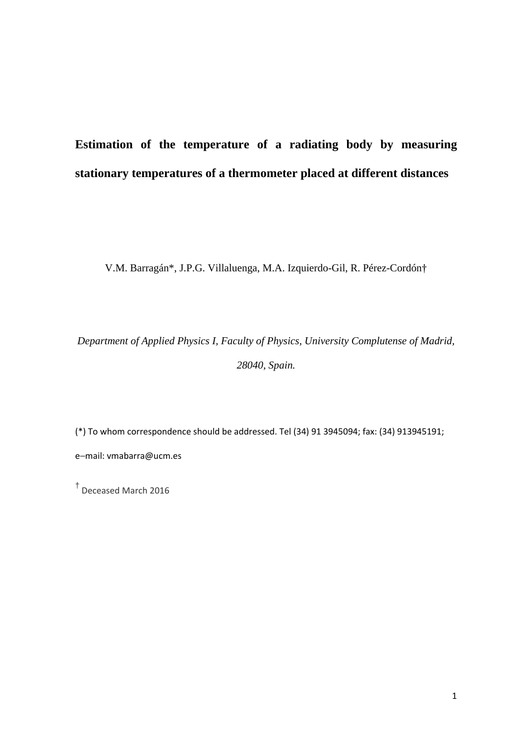# Estimation of the temperature of a radiating body by measuring stationary temperatures of a thermometer placed at different distances

V.M. Barragán*, J.P.G. Villaluenga, M.A. Izquierdo-Gil, R. Pérez-Cordón†

*Department of Applied Physics I, Faculty of Physics, University Complutense of Madrid, 28040, Spain.*

(*) To whom correspondence should be addressed. Tel (34) 91 3945094; fax: (34) 913945191; e–mail: vmabarra@ucm.es

† Deceased March 2016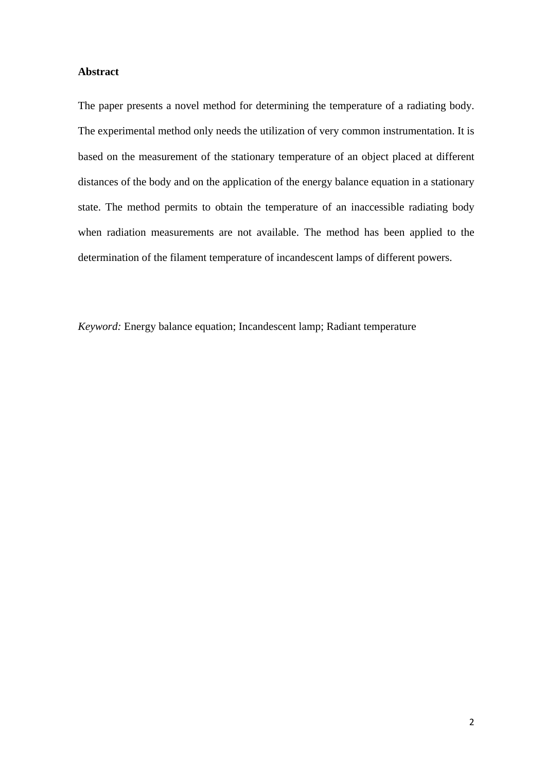**Abstract**

The paper presents a novel method for determining the temperature of a radiating body. The experimental method only needs the utilization of very common instrumentation. It is based on the measurement of the stationary temperature of an object placed at different distances of the body and on the application of the energy balance equation in a stationary state. The method permits to obtain the temperature of an inaccessible radiating body when radiation measurements are not available. The method has been applied to the determination of the filament temperature of incandescent lamps of different powers.

*Keyword:* Energy balance equation; Incandescent lamp; Radiant temperature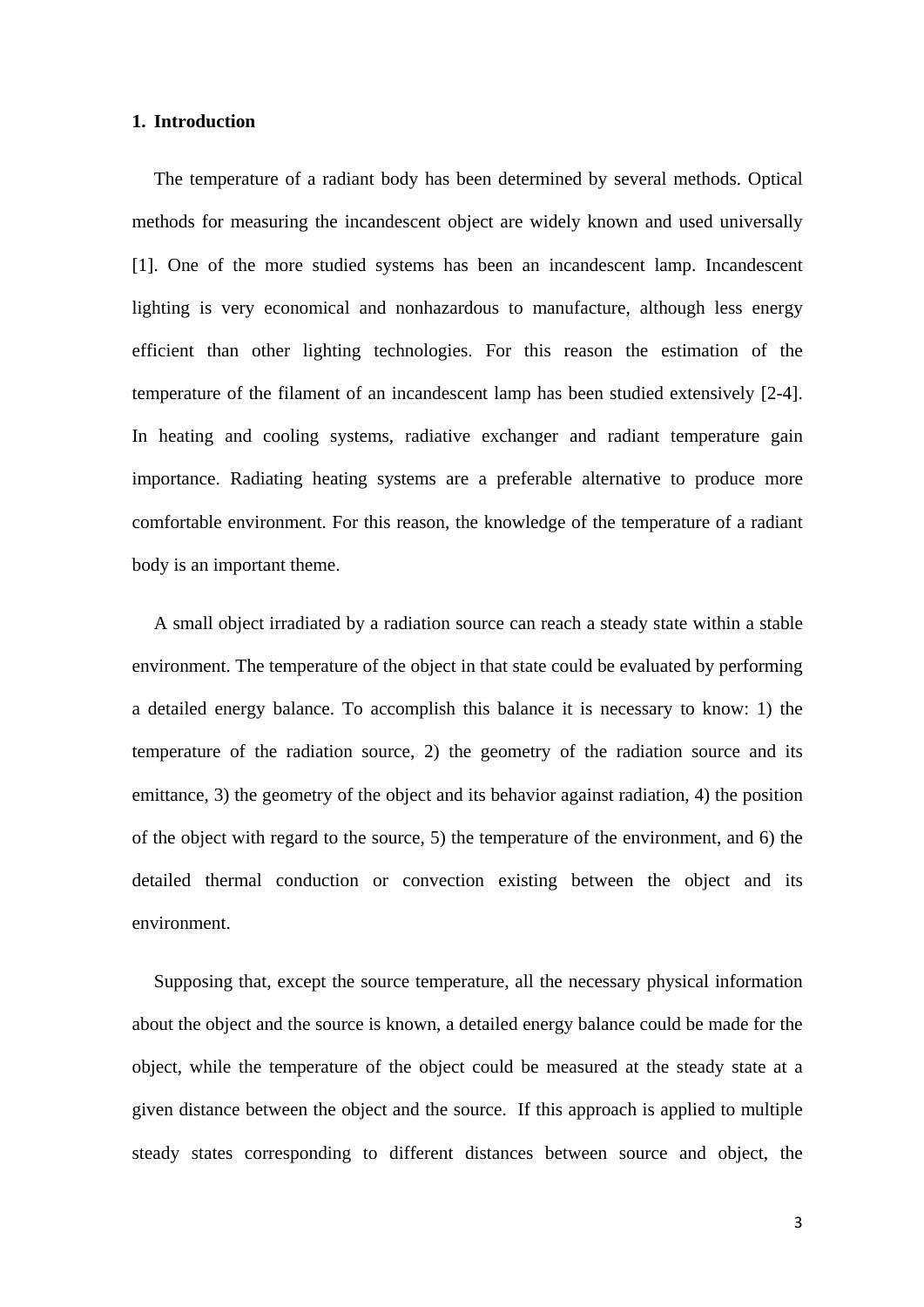## 1. Introduction

The temperature of a radiant body has been determined by several methods. Optical methods for measuring the incandescent object are widely known and used universally [1]. One of the more studied systems has been an incandescent lamp. Incandescent lighting is very economical and nonhazardous to manufacture, although less energy efficient than other lighting technologies. For this reason the estimation of the temperature of the filament of an incandescent lamp has been studied extensively [2-4]. In heating and cooling systems, radiative exchanger and radiant temperature gain importance. Radiating heating systems are a preferable alternative to produce more comfortable environment. For this reason, the knowledge of the temperature of a radiant body is an important theme.

A small object irradiated by a radiation source can reach a steady state within a stable environment. The temperature of the object in that state could be evaluated by performing a detailed energy balance. To accomplish this balance it is necessary to know: 1) the temperature of the radiation source, 2) the geometry of the radiation source and its emittance, 3) the geometry of the object and its behavior against radiation, 4) the position of the object with regard to the source, 5) the temperature of the environment, and 6) the detailed thermal conduction or convection existing between the object and its environment.

Supposing that, except the source temperature, all the necessary physical information about the object and the source is known, a detailed energy balance could be made for the object, while the temperature of the object could be measured at the steady state at a given distance between the object and the source. If this approach is applied to multiple steady states corresponding to different distances between source and object, the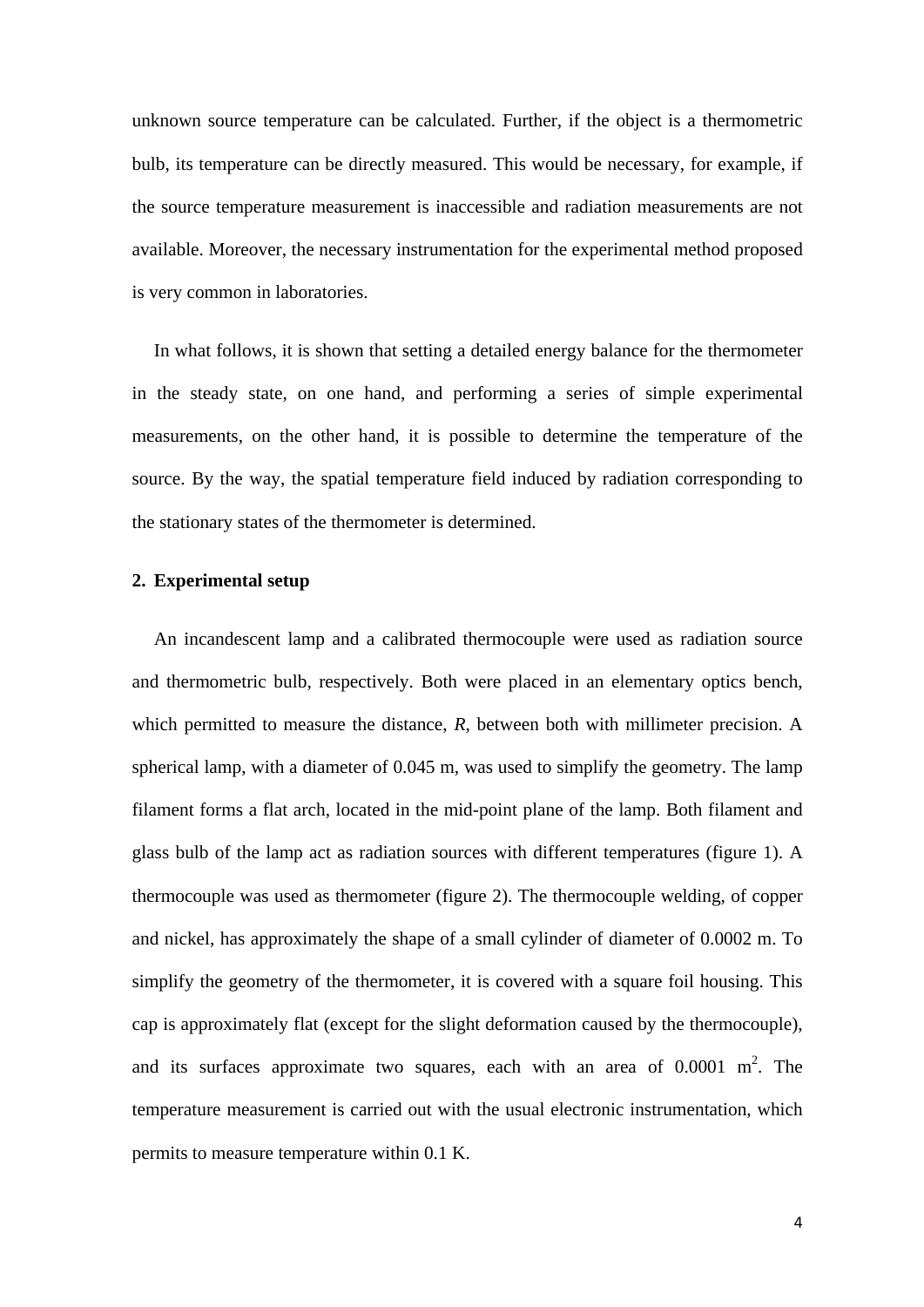unknown source temperature can be calculated. Further, if the object is a thermometric bulb, its temperature can be directly measured. This would be necessary, for example, if the source temperature measurement is inaccessible and radiation measurements are not available. Moreover, the necessary instrumentation for the experimental method proposed is very common in laboratories.

In what follows, it is shown that setting a detailed energy balance for the thermometer in the steady state, on one hand, and performing a series of simple experimental measurements, on the other hand, it is possible to determine the temperature of the source. By the way, the spatial temperature field induced by radiation corresponding to the stationary states of the thermometer is determined.

## 2. Experimental setup

An incandescent lamp and a calibrated thermocouple were used as radiation source and thermometric bulb, respectively. Both were placed in an elementary optics bench, which permitted to measure the distance, $R$, between both with millimeter precision. A spherical lamp, with a diameter of 0.045 m, was used to simplify the geometry. The lamp filament forms a flat arch, located in the mid-point plane of the lamp. Both filament and glass bulb of the lamp act as radiation sources with different temperatures (figure 1). A thermocouple was used as thermometer (figure 2). The thermocouple welding, of copper and nickel, has approximately the shape of a small cylinder of diameter of 0.0002 m. To simplify the geometry of the thermometer, it is covered with a square foil housing. This cap is approximately flat (except for the slight deformation caused by the thermocouple), and its surfaces approximate two squares, each with an area of 0.0001 $m^2$. The temperature measurement is carried out with the usual electronic instrumentation, which permits to measure temperature within 0.1 K.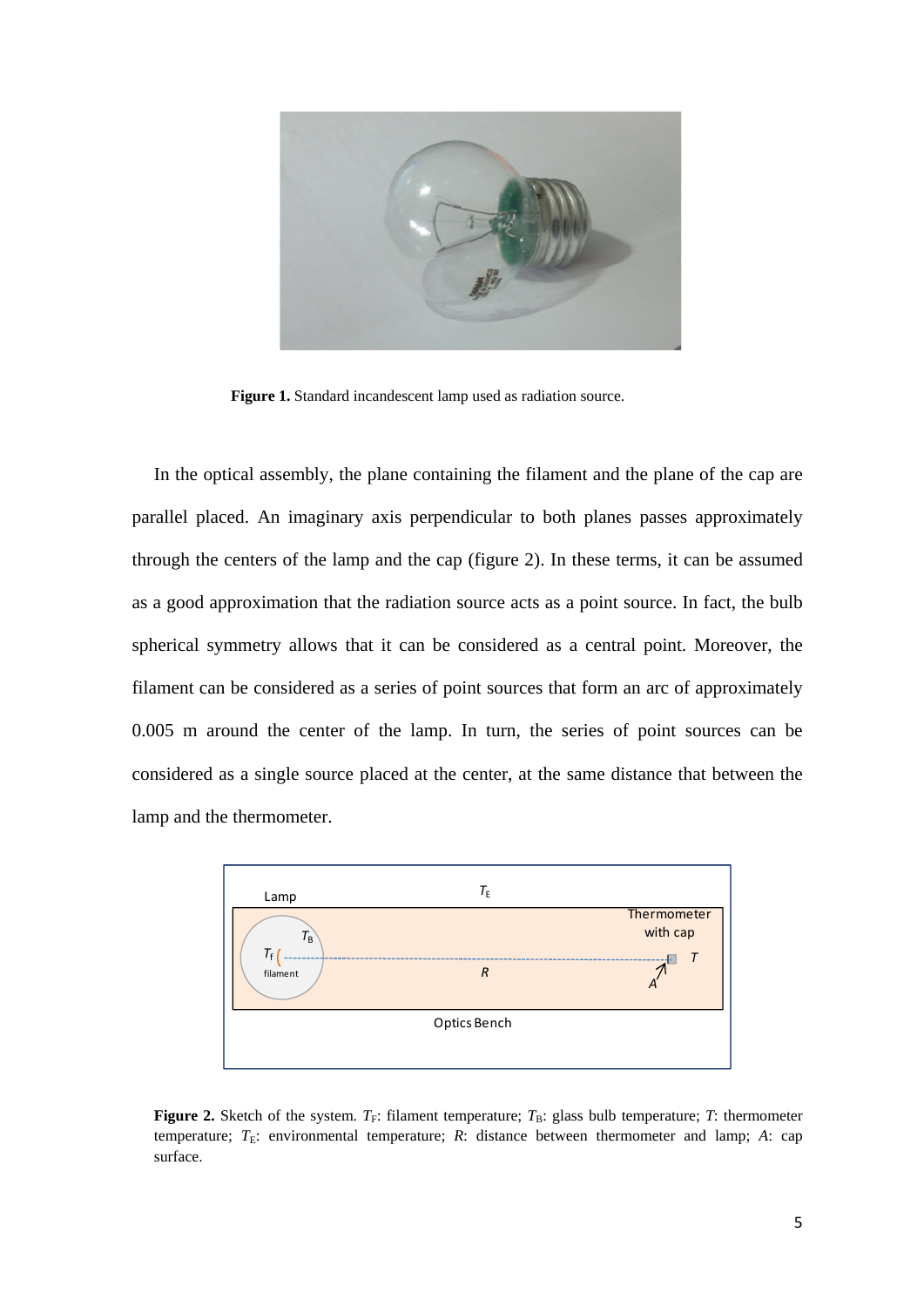**Figure 1.** Standard incandescent lamp used as radiation source.

In the optical assembly, the plane containing the filament and the plane of the cap are parallel placed. An imaginary axis perpendicular to both planes passes approximately through the centers of the lamp and the cap (figure 2). In these terms, it can be assumed as a good approximation that the radiation source acts as a point source. In fact, the bulb spherical symmetry allows that it can be considered as a central point. Moreover, the filament can be considered as a series of point sources that form an arc of approximately 0.005 m around the center of the lamp. In turn, the series of point sources can be considered as a single source placed at the center, at the same distance that between the lamp and the thermometer.

**Figure 2.** Sketch of the system. $T_F$: filament temperature; $T_B$: glass bulb temperature; $T$: thermometer temperature; $T_E$: environmental temperature; $R$: distance between thermometer and lamp; $A$: cap surface.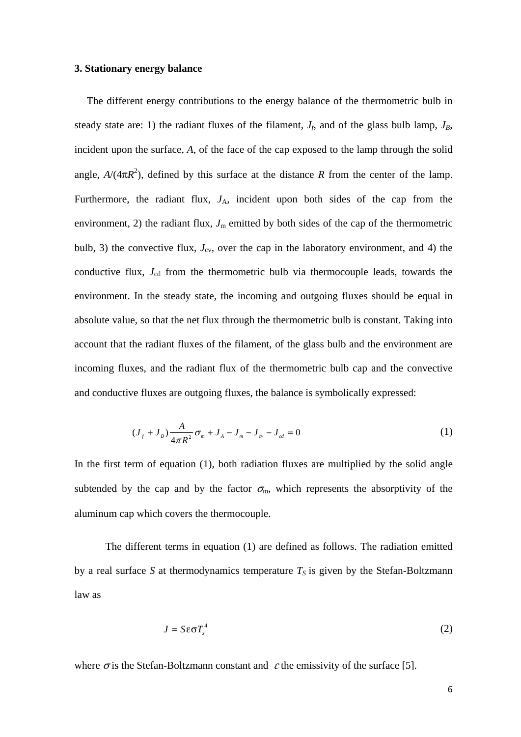### 3. Stationary energy balance

The different energy contributions to the energy balance of the thermometric bulb in steady state are: 1) the radiant fluxes of the filament, $J_f$, and of the glass bulb lamp, $J_B$, incident upon the surface, $A$, of the face of the cap exposed to the lamp through the solid angle, $A/(4\pi R^2)$, defined by this surface at the distance $R$ from the center of the lamp. Furthermore, the radiant flux, $J_A$, incident upon both sides of the cap from the environment, 2) the radiant flux, $J_m$ emitted by both sides of the cap of the thermometric bulb, 3) the convective flux, $J_{cv}$, over the cap in the laboratory environment, and 4) the conductive flux, $J_{cd}$ from the thermometric bulb via thermocouple leads, towards the environment. In the steady state, the incoming and outgoing fluxes should be equal in absolute value, so that the net flux through the thermometric bulb is constant. Taking into account that the radiant fluxes of the filament, of the glass bulb and the environment are incoming fluxes, and the radiant flux of the thermometric bulb cap and the convective and conductive fluxes are outgoing fluxes, the balance is symbolically expressed:

$$(J_f + J_B)\frac{A}{4\pi R^2}\sigma_m + J_A - J_m - J_{cv} - J_{cd} = 0 \tag{1}$$

In the first term of equation (1), both radiation fluxes are multiplied by the solid angle subtended by the cap and by the factor $\sigma_m$, which represents the absorptivity of the aluminum cap which covers the thermocouple.

The different terms in equation (1) are defined as follows. The radiation emitted by a real surface $S$ at thermodynamics temperature $T_S$ is given by the Stefan-Boltzmann law as

$$J = S\varepsilon\sigma T_s^4 \tag{2}$$

where $\sigma$ is the Stefan-Boltzmann constant and $\varepsilon$ the emissivity of the surface [5].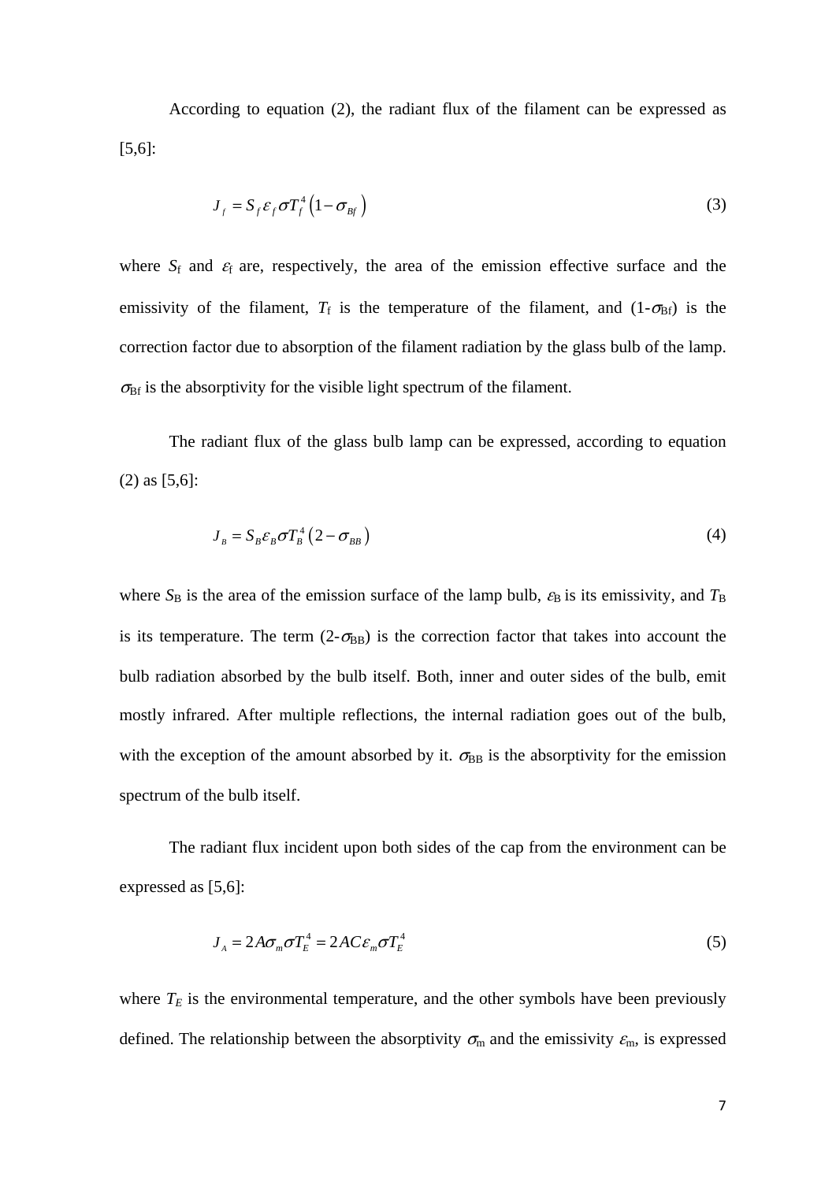According to equation (2), the radiant flux of the filament can be expressed as [5,6]:

$$J_f = S_f \varepsilon_f \sigma T_f^4 \left(1 - \sigma_{Bf}\right) \tag{3}$$

where $S_f$ and $\varepsilon_f$ are, respectively, the area of the emission effective surface and the emissivity of the filament, $T_f$ is the temperature of the filament, and ($1-\sigma_{Bf}$) is the correction factor due to absorption of the filament radiation by the glass bulb of the lamp. $\sigma_{Bf}$ is the absorptivity for the visible light spectrum of the filament.

The radiant flux of the glass bulb lamp can be expressed, according to equation (2) as [5,6]:

$$J_B = S_B \varepsilon_B \sigma T_B^4 \left(2 - \sigma_{BB}\right) \tag{4}$$

where $S_B$ is the area of the emission surface of the lamp bulb, $\varepsilon_B$ is its emissivity, and $T_B$ is its temperature. The term ($2-\sigma_{BB}$) is the correction factor that takes into account the bulb radiation absorbed by the bulb itself. Both, inner and outer sides of the bulb, emit mostly infrared. After multiple reflections, the internal radiation goes out of the bulb, with the exception of the amount absorbed by it. $\sigma_{BB}$ is the absorptivity for the emission spectrum of the bulb itself.

The radiant flux incident upon both sides of the cap from the environment can be expressed as [5,6]:

$$J_A = 2A\sigma_m \sigma T_E^4 = 2AC\varepsilon_m \sigma T_E^4 \tag{5}$$

where $T_E$ is the environmental temperature, and the other symbols have been previously defined. The relationship between the absorptivity $\sigma_m$ and the emissivity $\varepsilon_m$, is expressed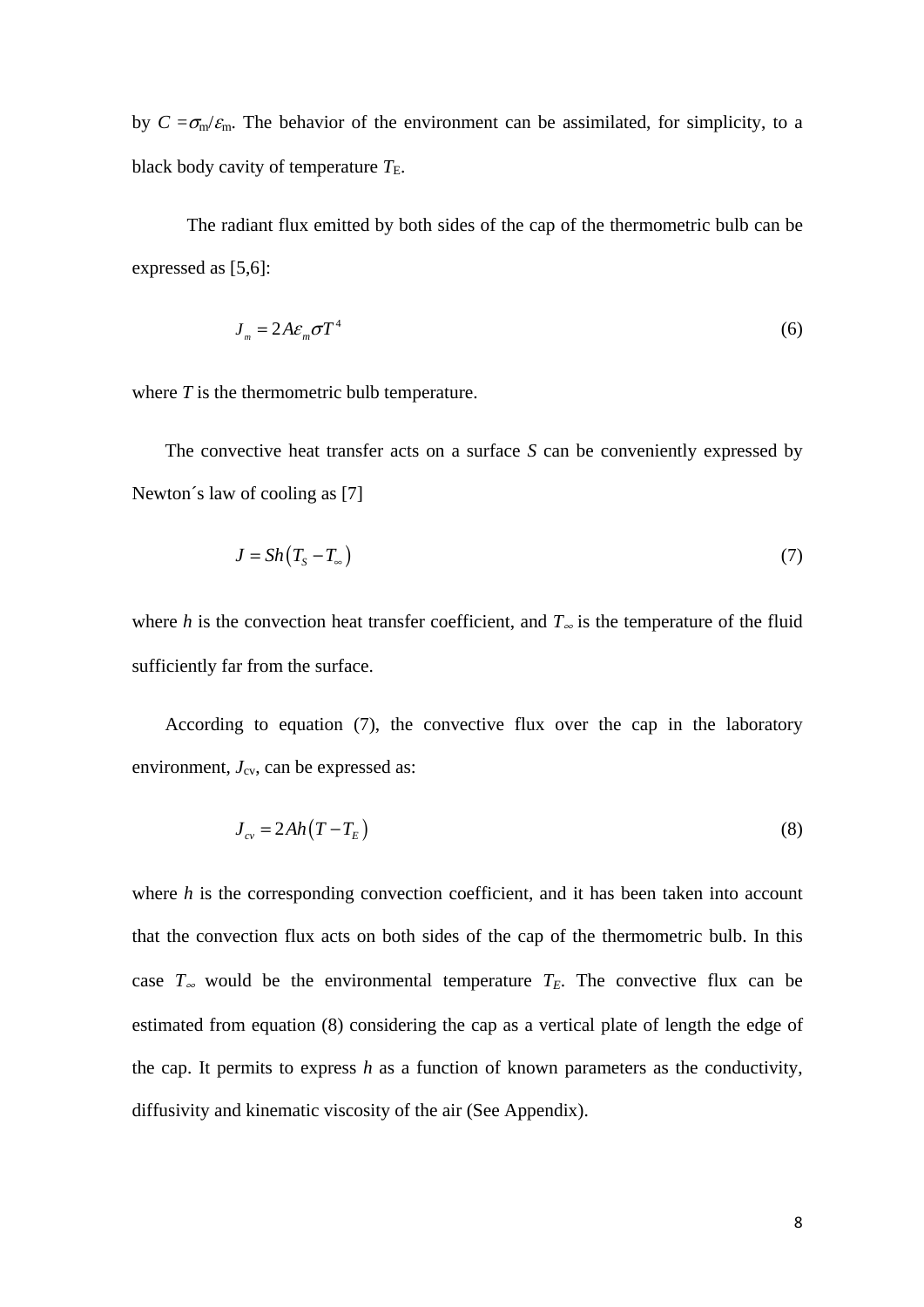by $C = \sigma_m/\varepsilon_m$. The behavior of the environment can be assimilated, for simplicity, to a black body cavity of temperature $T_E$.

The radiant flux emitted by both sides of the cap of the thermometric bulb can be expressed as [5,6]:

$$J_m = 2A\varepsilon_m \sigma T^4 \tag{6}$$

where $T$ is the thermometric bulb temperature.

The convective heat transfer acts on a surface $S$ can be conveniently expressed by Newton´s law of cooling as [7]

$$J = Sh\left(T_S - T_\infty\right) \tag{7}$$

where $h$ is the convection heat transfer coefficient, and $T_\infty$ is the temperature of the fluid sufficiently far from the surface.

According to equation (7), the convective flux over the cap in the laboratory environment, $J_{cv}$, can be expressed as:

$$J_{cv} = 2Ah\left(T - T_E\right) \tag{8}$$

where $h$ is the corresponding convection coefficient, and it has been taken into account that the convection flux acts on both sides of the cap of the thermometric bulb. In this case $T_\infty$ would be the environmental temperature $T_E$. The convective flux can be estimated from equation (8) considering the cap as a vertical plate of length the edge of the cap. It permits to express $h$ as a function of known parameters as the conductivity, diffusivity and kinematic viscosity of the air (See Appendix).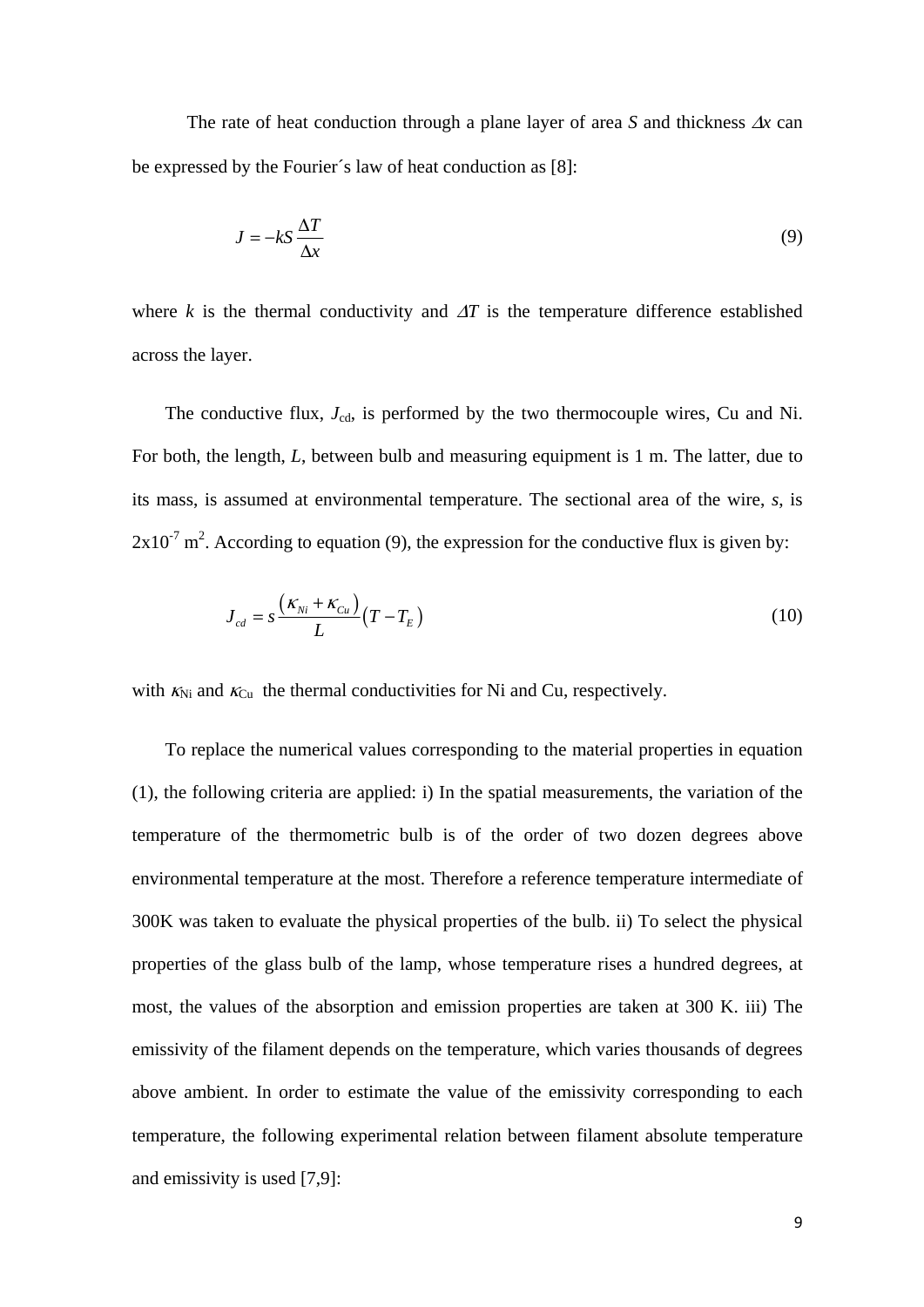The rate of heat conduction through a plane layer of area $S$ and thickness $\Delta x$ can be expressed by the Fourier´s law of heat conduction as [8]:

$$J = -kS\frac{\Delta T}{\Delta x} \tag{9}$$

where $k$ is the thermal conductivity and $\Delta T$ is the temperature difference established across the layer.

The conductive flux, $J_{cd}$, is performed by the two thermocouple wires, Cu and Ni. For both, the length, $L$, between bulb and measuring equipment is 1 m. The latter, due to its mass, is assumed at environmental temperature. The sectional area of the wire, $s$, is $2\text{x}10^{-7}$ m$^2$. According to equation (9), the expression for the conductive flux is given by:

$$J_{cd} = s\frac{\left(\kappa_{Ni} + \kappa_{Cu}\right)}{L}\left(T - T_E\right) \tag{10}$$

with $\kappa_{Ni}$ and $\kappa_{Cu}$ the thermal conductivities for Ni and Cu, respectively.

To replace the numerical values corresponding to the material properties in equation (1), the following criteria are applied: i) In the spatial measurements, the variation of the temperature of the thermometric bulb is of the order of two dozen degrees above environmental temperature at the most. Therefore a reference temperature intermediate of 300K was taken to evaluate the physical properties of the bulb. ii) To select the physical properties of the glass bulb of the lamp, whose temperature rises a hundred degrees, at most, the values of the absorption and emission properties are taken at 300 K. iii) The emissivity of the filament depends on the temperature, which varies thousands of degrees above ambient. In order to estimate the value of the emissivity corresponding to each temperature, the following experimental relation between filament absolute temperature and emissivity is used [7,9]: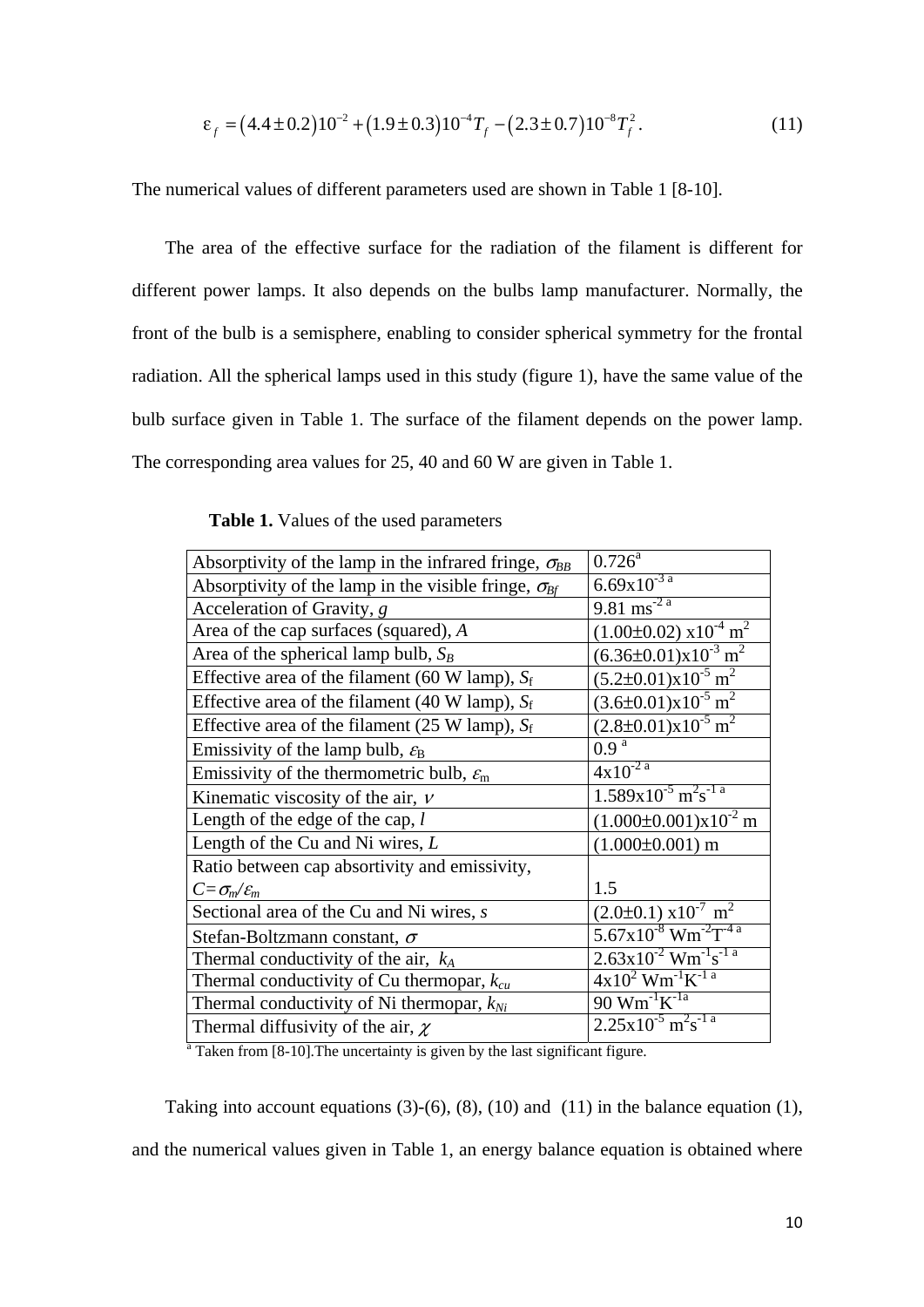$$\varepsilon_f = (4.4 \pm 0.2)10^{-2} + (1.9 \pm 0.3)10^{-4} T_f - (2.3 \pm 0.7)10^{-8} T_f^2 . \tag{11}$$

The numerical values of different parameters used are shown in Table 1 [8-10].

The area of the effective surface for the radiation of the filament is different for different power lamps. It also depends on the bulbs lamp manufacturer. Normally, the front of the bulb is a semisphere, enabling to consider spherical symmetry for the frontal radiation. All the spherical lamps used in this study (figure 1), have the same value of the bulb surface given in Table 1. The surface of the filament depends on the power lamp. The corresponding area values for 25, 40 and 60 W are given in Table 1.

**Table 1.** Values of the used parameters

| Parameter | Value |
|---|---|
| Absorptivity of the lamp in the infrared fringe, $\sigma_{BB}$ | 0.726[a] |
| Absorptivity of the lamp in the visible fringe, $\sigma_{Bf}$ | $6.69\text{x}10^{-3}$ [a] |
| Acceleration of Gravity, $g$ | 9.81 $\text{ms}^{-2}$ [a] |
| Area of the cap surfaces (squared), $A$ | $(1.00\pm0.02)\ \text{x}10^{-4}\ \text{m}^2$ |
| Area of the spherical lamp bulb, $S_B$ | $(6.36\pm0.01)\text{x}10^{-3}\ \text{m}^2$ |
| Effective area of the filament (60 W lamp), $S_f$ | $(5.2\pm0.01)\text{x}10^{-5}\ \text{m}^2$ |
| Effective area of the filament (40 W lamp), $S_f$ | $(3.6\pm0.01)\text{x}10^{-5}\ \text{m}^2$ |
| Effective area of the filament (25 W lamp), $S_f$ | $(2.8\pm0.01)\text{x}10^{-5}\ \text{m}^2$ |
| Emissivity of the lamp bulb, $\varepsilon_B$ | 0.9 [a] |
| Emissivity of the thermometric bulb, $\varepsilon_m$ | $4\text{x}10^{-2}$ [a] |
| Kinematic viscosity of the air, $\nu$ | $1.589\text{x}10^{-5}\ \text{m}^2\text{s}^{-1}$ [a] |
| Length of the edge of the cap, $l$ | $(1.000\pm0.001)\text{x}10^{-2}$ m |
| Length of the Cu and Ni wires, $L$ | $(1.000\pm0.001)$ m |
| Ratio between cap absortivity and emissivity, $C=\sigma_m/\varepsilon_m$ | 1.5 |
| Sectional area of the Cu and Ni wires, $s$ | $(2.0\pm0.1)\ \text{x}10^{-7}\ \text{m}^2$ |
| Stefan-Boltzmann constant, $\sigma$ | $5.67\text{x}10^{-8}\ \text{Wm}^{-2}\text{T}^{-4}$ [a] |
| Thermal conductivity of the air, $k_A$ | $2.63\text{x}10^{-2}\ \text{Wm}^{-1}\text{s}^{-1}$ [a] |
| Thermal conductivity of Cu thermopar, $k_{cu}$ | $4\text{x}10^{2}\ \text{Wm}^{-1}\text{K}^{-1}$ [a] |
| Thermal conductivity of Ni thermopar, $k_{Ni}$ | 90 $\text{Wm}^{-1}\text{K}^{-1}$[a] |
| Thermal diffusivity of the air, $\chi$ | $2.25\text{x}10^{-5}\ \text{m}^2\text{s}^{-1}$ [a] |

[a] Taken from [8-10].The uncertainty is given by the last significant figure.

Taking into account equations (3)-(6), (8), (10) and (11) in the balance equation (1), and the numerical values given in Table 1, an energy balance equation is obtained where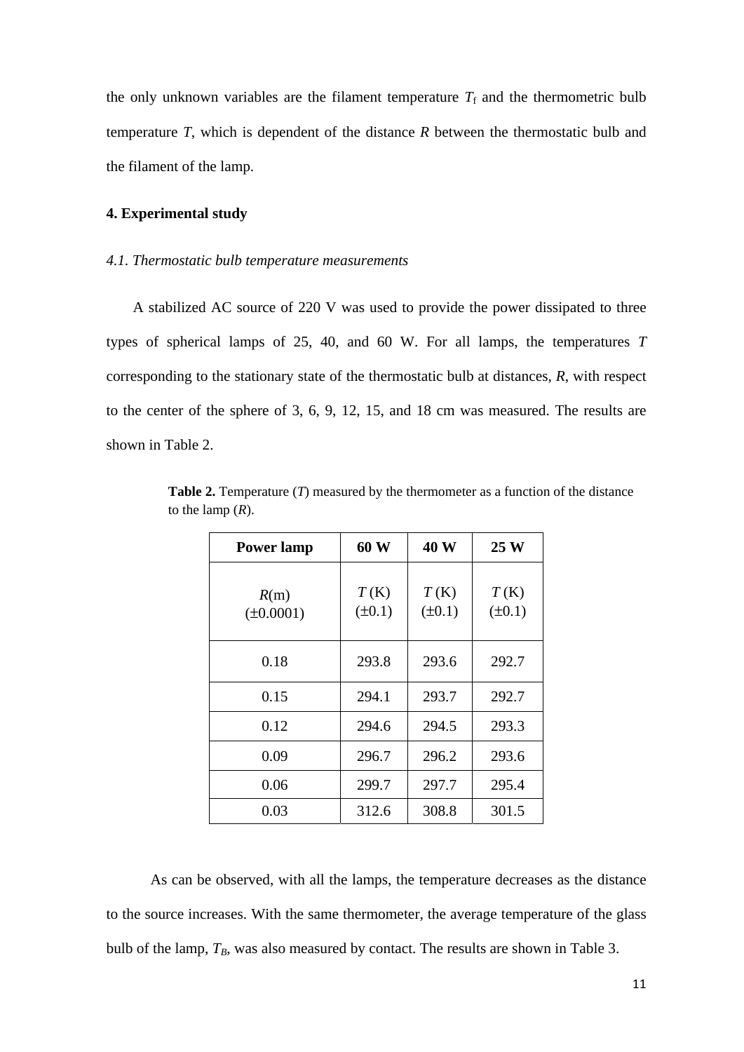the only unknown variables are the filament temperature $T_f$ and the thermometric bulb temperature $T$, which is dependent of the distance $R$ between the thermostatic bulb and the filament of the lamp.

## 4. Experimental study

### *4.1. Thermostatic bulb temperature measurements*

A stabilized AC source of 220 V was used to provide the power dissipated to three types of spherical lamps of 25, 40, and 60 W. For all lamps, the temperatures $T$ corresponding to the stationary state of the thermostatic bulb at distances, $R$, with respect to the center of the sphere of 3, 6, 9, 12, 15, and 18 cm was measured. The results are shown in Table 2.

**Table 2.** Temperature ($T$) measured by the thermometer as a function of the distance to the lamp ($R$).

| **Power lamp** | **60 W** | **40 W** | **25 W** |
|---|---|---|---|
| $R$(m) (±0.0001) | $T$ (K) (±0.1) | $T$ (K) (±0.1) | $T$ (K) (±0.1) |
| 0.18 | 293.8 | 293.6 | 292.7 |
| 0.15 | 294.1 | 293.7 | 292.7 |
| 0.12 | 294.6 | 294.5 | 293.3 |
| 0.09 | 296.7 | 296.2 | 293.6 |
| 0.06 | 299.7 | 297.7 | 295.4 |
| 0.03 | 312.6 | 308.8 | 301.5 |

As can be observed, with all the lamps, the temperature decreases as the distance to the source increases. With the same thermometer, the average temperature of the glass bulb of the lamp, $T_B$, was also measured by contact. The results are shown in Table 3.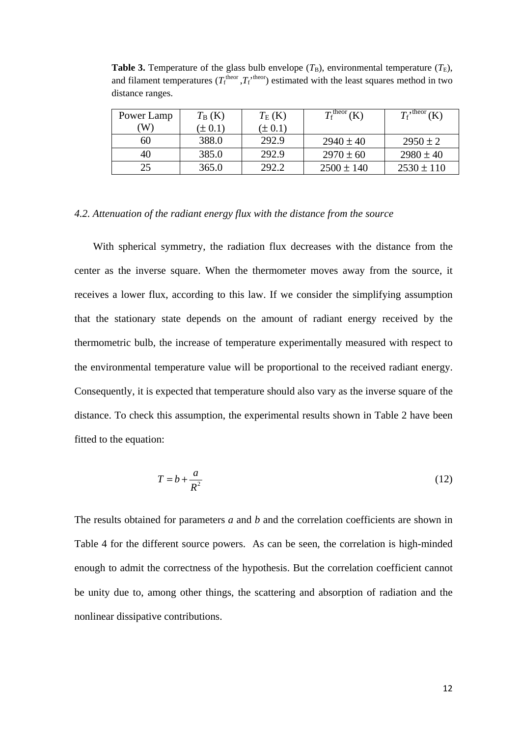**Table 3.** Temperature of the glass bulb envelope ($T_B$), environmental temperature ($T_E$), and filament temperatures ($T_f^{theor}$ ,$T_f'^{theor}$) estimated with the least squares method in two distance ranges.

| Power Lamp (W) | $T_B$ (K) ($\pm$ 0.1) | $T_E$ (K) ($\pm$ 0.1) | $T_f^{theor}$ (K) | $T_f'^{theor}$ (K) |
|---|---|---|---|---|
| 60 | 388.0 | 292.9 | 2940 $\pm$ 40 | 2950 $\pm$ 2 |
| 40 | 385.0 | 292.9 | 2970 $\pm$ 60 | 2980 $\pm$ 40 |
| 25 | 365.0 | 292.2 | 2500 $\pm$ 140 | 2530 $\pm$ 110 |

### *4.2. Attenuation of the radiant energy flux with the distance from the source*

With spherical symmetry, the radiation flux decreases with the distance from the center as the inverse square. When the thermometer moves away from the source, it receives a lower flux, according to this law. If we consider the simplifying assumption that the stationary state depends on the amount of radiant energy received by the thermometric bulb, the increase of temperature experimentally measured with respect to the environmental temperature value will be proportional to the received radiant energy. Consequently, it is expected that temperature should also vary as the inverse square of the distance. To check this assumption, the experimental results shown in Table 2 have been fitted to the equation:

$$T = b + \frac{a}{R^2} \tag{12}$$

The results obtained for parameters $a$ and $b$ and the correlation coefficients are shown in Table 4 for the different source powers. As can be seen, the correlation is high-minded enough to admit the correctness of the hypothesis. But the correlation coefficient cannot be unity due to, among other things, the scattering and absorption of radiation and the nonlinear dissipative contributions.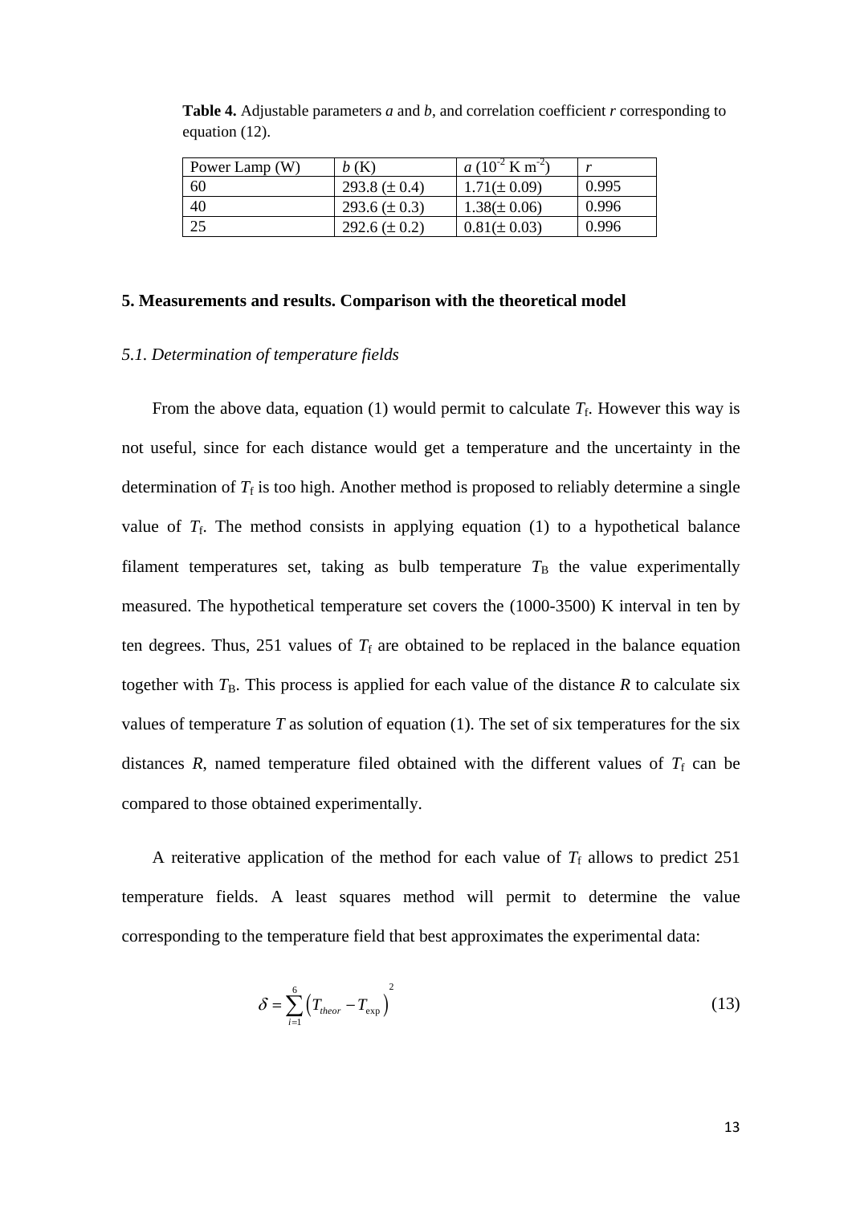**Table 4.** Adjustable parameters *a* and *b*, and correlation coefficient *r* corresponding to equation (12).

| Power Lamp (W) | *b* (K) | *a* ($10^{-2}$ K m$^{-2}$) | *r* |
|---|---|---|---|
| 60 | 293.8 (± 0.4) | 1.71(± 0.09) | 0.995 |
| 40 | 293.6 (± 0.3) | 1.38(± 0.06) | 0.996 |
| 25 | 292.6 (± 0.2) | 0.81(± 0.03) | 0.996 |

## 5. Measurements and results. Comparison with the theoretical model

### *5.1. Determination of temperature fields*

From the above data, equation (1) would permit to calculate $T_f$. However this way is not useful, since for each distance would get a temperature and the uncertainty in the determination of $T_f$ is too high. Another method is proposed to reliably determine a single value of $T_f$. The method consists in applying equation (1) to a hypothetical balance filament temperatures set, taking as bulb temperature $T_B$ the value experimentally measured. The hypothetical temperature set covers the (1000-3500) K interval in ten by ten degrees. Thus, 251 values of $T_f$ are obtained to be replaced in the balance equation together with $T_B$. This process is applied for each value of the distance *R* to calculate six values of temperature *T* as solution of equation (1). The set of six temperatures for the six distances *R*, named temperature filed obtained with the different values of $T_f$ can be compared to those obtained experimentally.

A reiterative application of the method for each value of $T_f$ allows to predict 251 temperature fields. A least squares method will permit to determine the value corresponding to the temperature field that best approximates the experimental data:

$$\delta = \sum_{i=1}^{6} \left( T_{theor} - T_{\exp} \right)^2 \tag{13}$$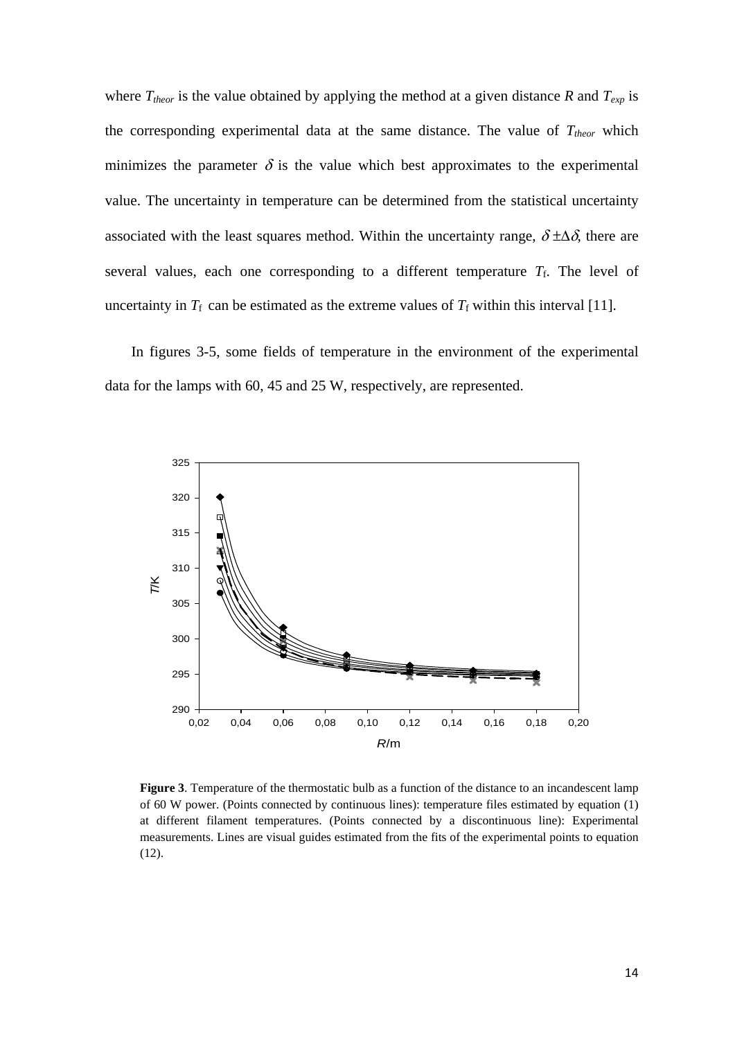where $T_{theor}$ is the value obtained by applying the method at a given distance $R$ and $T_{exp}$ is the corresponding experimental data at the same distance. The value of $T_{theor}$ which minimizes the parameter $\delta$ is the value which best approximates to the experimental value. The uncertainty in temperature can be determined from the statistical uncertainty associated with the least squares method. Within the uncertainty range, $\delta \pm \Delta\delta$, there are several values, each one corresponding to a different temperature $T_f$. The level of uncertainty in $T_f$ can be estimated as the extreme values of $T_f$ within this interval [11].

In figures 3-5, some fields of temperature in the environment of the experimental data for the lamps with 60, 45 and 25 W, respectively, are represented.

**Figure 3**. Temperature of the thermostatic bulb as a function of the distance to an incandescent lamp of 60 W power. (Points connected by continuous lines): temperature files estimated by equation (1) at different filament temperatures. (Points connected by a discontinuous line): Experimental measurements. Lines are visual guides estimated from the fits of the experimental points to equation (12).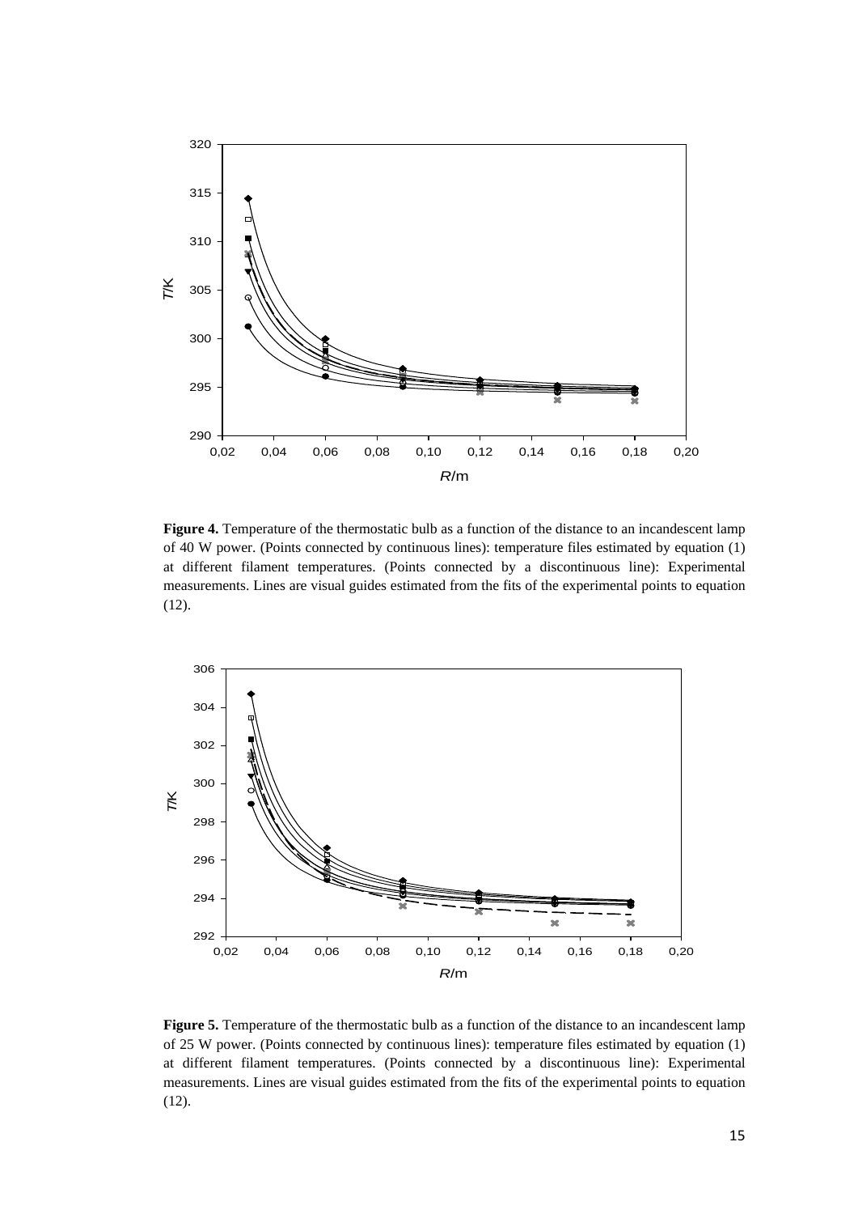**Figure 4.** Temperature of the thermostatic bulb as a function of the distance to an incandescent lamp of 40 W power. (Points connected by continuous lines): temperature files estimated by equation (1) at different filament temperatures. (Points connected by a discontinuous line): Experimental measurements. Lines are visual guides estimated from the fits of the experimental points to equation (12).

**Figure 5.** Temperature of the thermostatic bulb as a function of the distance to an incandescent lamp of 25 W power. (Points connected by continuous lines): temperature files estimated by equation (1) at different filament temperatures. (Points connected by a discontinuous line): Experimental measurements. Lines are visual guides estimated from the fits of the experimental points to equation (12).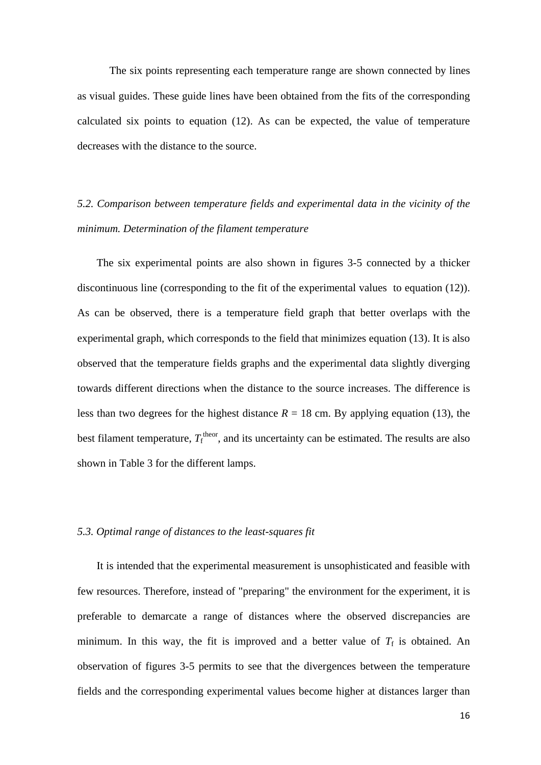The six points representing each temperature range are shown connected by lines as visual guides. These guide lines have been obtained from the fits of the corresponding calculated six points to equation (12). As can be expected, the value of temperature decreases with the distance to the source.

### *5.2. Comparison between temperature fields and experimental data in the vicinity of the minimum. Determination of the filament temperature*

The six experimental points are also shown in figures 3-5 connected by a thicker discontinuous line (corresponding to the fit of the experimental values to equation (12)). As can be observed, there is a temperature field graph that better overlaps with the experimental graph, which corresponds to the field that minimizes equation (13). It is also observed that the temperature fields graphs and the experimental data slightly diverging towards different directions when the distance to the source increases. The difference is less than two degrees for the highest distance $R$ = 18 cm. By applying equation (13), the best filament temperature, $T_f^{theor}$, and its uncertainty can be estimated. The results are also shown in Table 3 for the different lamps.

### *5.3. Optimal range of distances to the least-squares fit*

It is intended that the experimental measurement is unsophisticated and feasible with few resources. Therefore, instead of "preparing" the environment for the experiment, it is preferable to demarcate a range of distances where the observed discrepancies are minimum. In this way, the fit is improved and a better value of $T_f$ is obtained. An observation of figures 3-5 permits to see that the divergences between the temperature fields and the corresponding experimental values become higher at distances larger than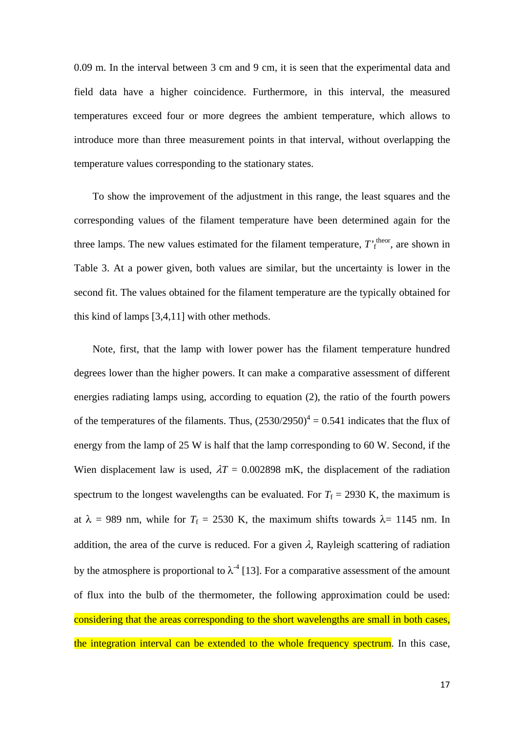0.09 m. In the interval between 3 cm and 9 cm, it is seen that the experimental data and field data have a higher coincidence. Furthermore, in this interval, the measured temperatures exceed four or more degrees the ambient temperature, which allows to introduce more than three measurement points in that interval, without overlapping the temperature values corresponding to the stationary states.

To show the improvement of the adjustment in this range, the least squares and the corresponding values of the filament temperature have been determined again for the three lamps. The new values estimated for the filament temperature, $T'^{\text{theor}}_{\text{f}}$, are shown in Table 3. At a power given, both values are similar, but the uncertainty is lower in the second fit. The values obtained for the filament temperature are the typically obtained for this kind of lamps [3,4,11] with other methods.

Note, first, that the lamp with lower power has the filament temperature hundred degrees lower than the higher powers. It can make a comparative assessment of different energies radiating lamps using, according to equation (2), the ratio of the fourth powers of the temperatures of the filaments. Thus, $(2530/2950)^4 = 0.541$ indicates that the flux of energy from the lamp of 25 W is half that the lamp corresponding to 60 W. Second, if the Wien displacement law is used, $\lambda T = 0.002898$ mK, the displacement of the radiation spectrum to the longest wavelengths can be evaluated. For $T_{\text{f}} = 2930$ K, the maximum is at $\lambda = 989$ nm, while for $T_{\text{f}} = 2530$ K, the maximum shifts towards $\lambda = 1145$ nm. In addition, the area of the curve is reduced. For a given $\lambda$, Rayleigh scattering of radiation by the atmosphere is proportional to $\lambda^{-4}$ [13]. For a comparative assessment of the amount of flux into the bulb of the thermometer, the following approximation could be used: considering that the areas corresponding to the short wavelengths are small in both cases, the integration interval can be extended to the whole frequency spectrum. In this case,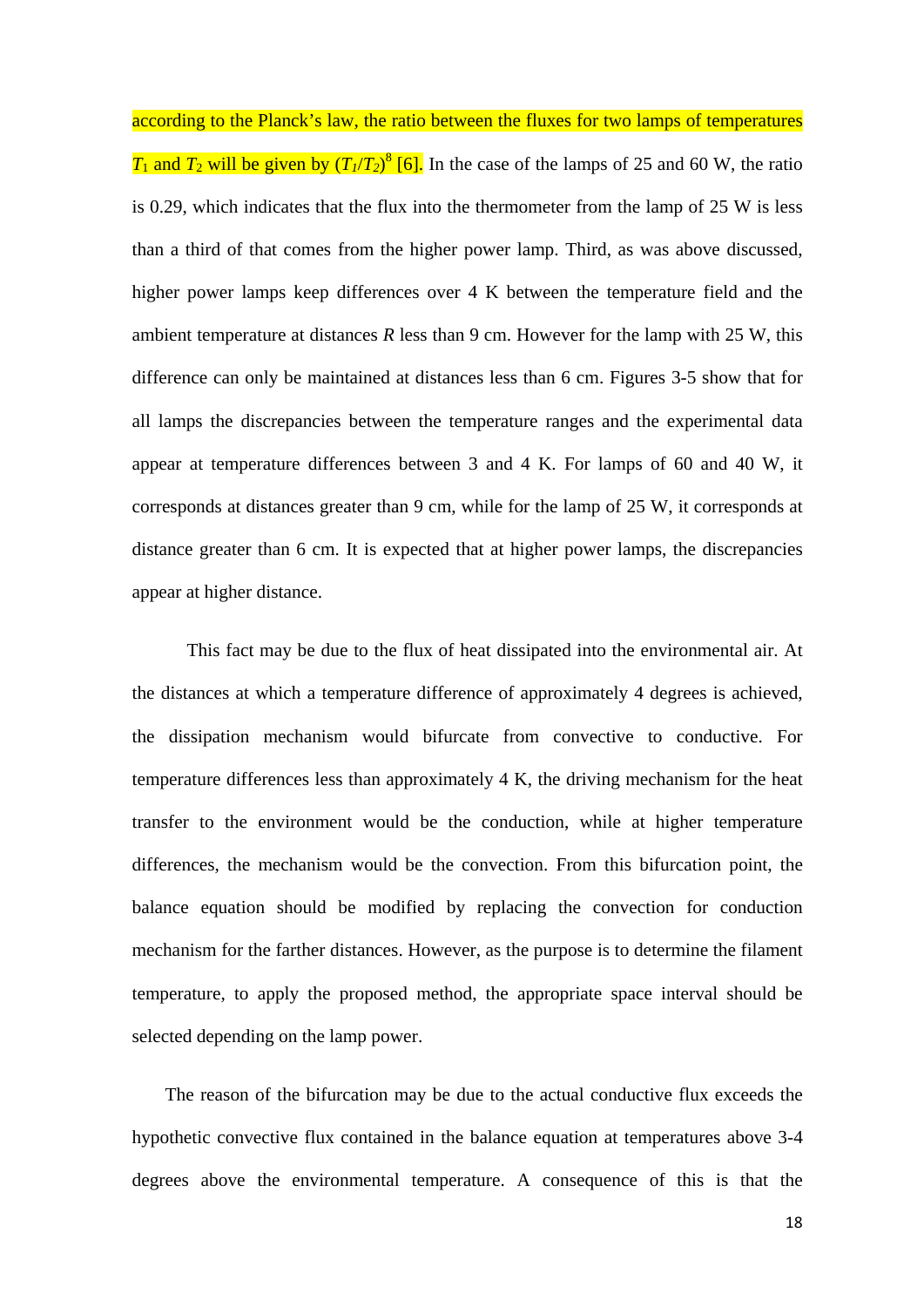according to the Planck's law, the ratio between the fluxes for two lamps of temperatures $T_1$ and $T_2$ will be given by $(T_1/T_2)^8$ [6]. In the case of the lamps of 25 and 60 W, the ratio is 0.29, which indicates that the flux into the thermometer from the lamp of 25 W is less than a third of that comes from the higher power lamp. Third, as was above discussed, higher power lamps keep differences over 4 K between the temperature field and the ambient temperature at distances $R$ less than 9 cm. However for the lamp with 25 W, this difference can only be maintained at distances less than 6 cm. Figures 3-5 show that for all lamps the discrepancies between the temperature ranges and the experimental data appear at temperature differences between 3 and 4 K. For lamps of 60 and 40 W, it corresponds at distances greater than 9 cm, while for the lamp of 25 W, it corresponds at distance greater than 6 cm. It is expected that at higher power lamps, the discrepancies appear at higher distance.

This fact may be due to the flux of heat dissipated into the environmental air. At the distances at which a temperature difference of approximately 4 degrees is achieved, the dissipation mechanism would bifurcate from convective to conductive. For temperature differences less than approximately 4 K, the driving mechanism for the heat transfer to the environment would be the conduction, while at higher temperature differences, the mechanism would be the convection. From this bifurcation point, the balance equation should be modified by replacing the convection for conduction mechanism for the farther distances. However, as the purpose is to determine the filament temperature, to apply the proposed method, the appropriate space interval should be selected depending on the lamp power.

The reason of the bifurcation may be due to the actual conductive flux exceeds the hypothetic convective flux contained in the balance equation at temperatures above 3-4 degrees above the environmental temperature. A consequence of this is that the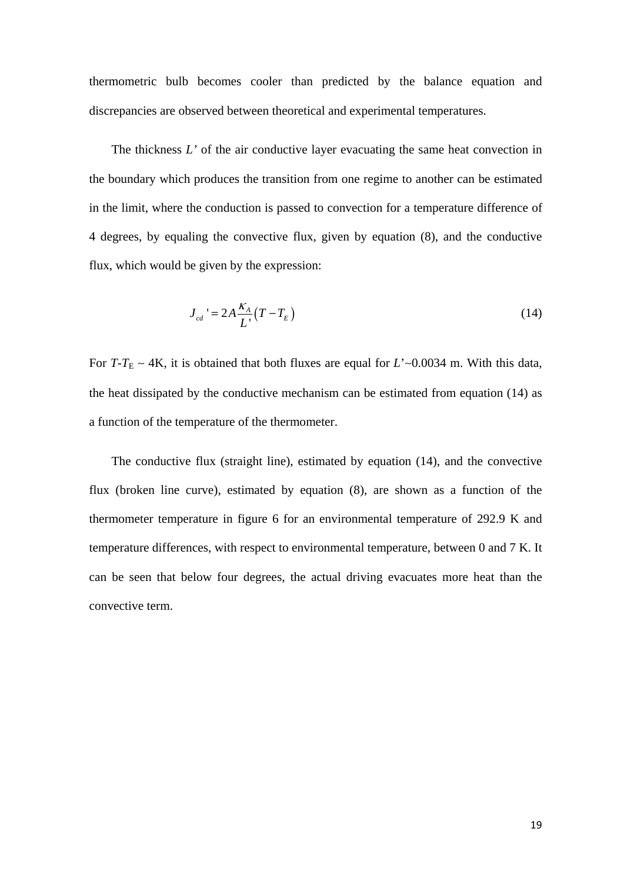thermometric bulb becomes cooler than predicted by the balance equation and discrepancies are observed between theoretical and experimental temperatures.

The thickness *L'* of the air conductive layer evacuating the same heat convection in the boundary which produces the transition from one regime to another can be estimated in the limit, where the conduction is passed to convection for a temperature difference of 4 degrees, by equaling the convective flux, given by equation (8), and the conductive flux, which would be given by the expression:

$$J_{cd}' = 2A\frac{\kappa_A}{L'}\left(T - T_E\right) \tag{14}$$

For $T$-$T_E$ ~ 4K, it is obtained that both fluxes are equal for $L'$~0.0034 m. With this data, the heat dissipated by the conductive mechanism can be estimated from equation (14) as a function of the temperature of the thermometer.

The conductive flux (straight line), estimated by equation (14), and the convective flux (broken line curve), estimated by equation (8), are shown as a function of the thermometer temperature in figure 6 for an environmental temperature of 292.9 K and temperature differences, with respect to environmental temperature, between 0 and 7 K. It can be seen that below four degrees, the actual driving evacuates more heat than the convective term.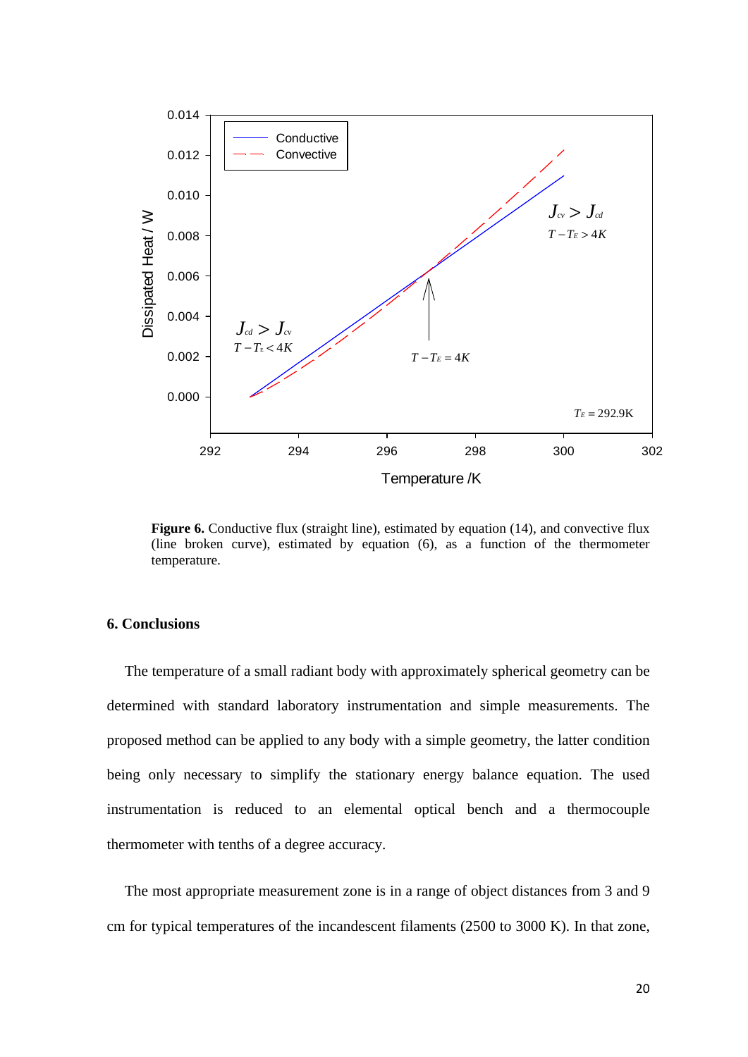**Figure 6.** Conductive flux (straight line), estimated by equation (14), and convective flux (line broken curve), estimated by equation (6), as a function of the thermometer temperature.

## 6. Conclusions

The temperature of a small radiant body with approximately spherical geometry can be determined with standard laboratory instrumentation and simple measurements. The proposed method can be applied to any body with a simple geometry, the latter condition being only necessary to simplify the stationary energy balance equation. The used instrumentation is reduced to an elemental optical bench and a thermocouple thermometer with tenths of a degree accuracy.

The most appropriate measurement zone is in a range of object distances from 3 and 9 cm for typical temperatures of the incandescent filaments (2500 to 3000 K). In that zone,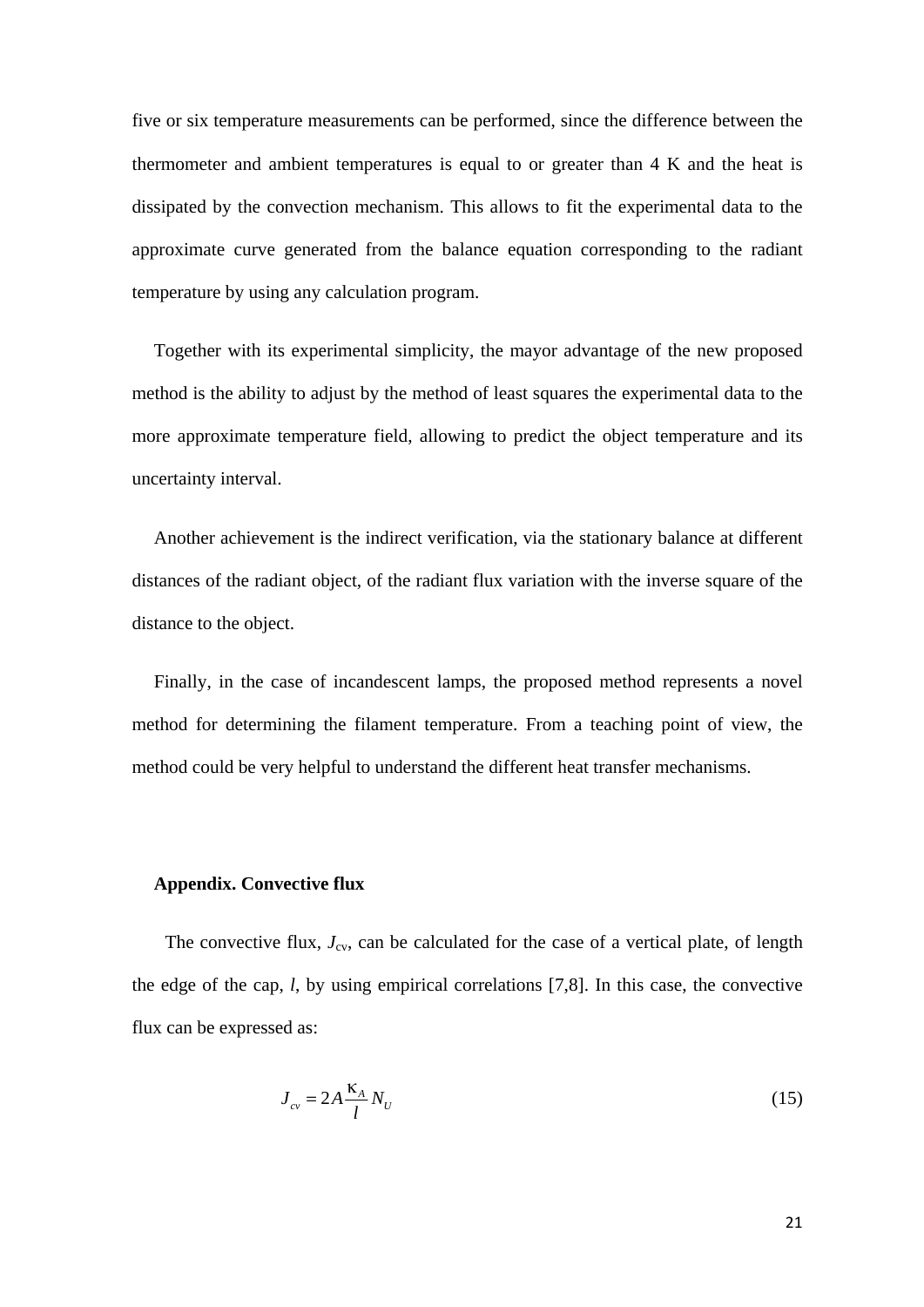five or six temperature measurements can be performed, since the difference between the thermometer and ambient temperatures is equal to or greater than 4 K and the heat is dissipated by the convection mechanism. This allows to fit the experimental data to the approximate curve generated from the balance equation corresponding to the radiant temperature by using any calculation program.

Together with its experimental simplicity, the mayor advantage of the new proposed method is the ability to adjust by the method of least squares the experimental data to the more approximate temperature field, allowing to predict the object temperature and its uncertainty interval.

Another achievement is the indirect verification, via the stationary balance at different distances of the radiant object, of the radiant flux variation with the inverse square of the distance to the object.

Finally, in the case of incandescent lamps, the proposed method represents a novel method for determining the filament temperature. From a teaching point of view, the method could be very helpful to understand the different heat transfer mechanisms.

**Appendix. Convective flux**

The convective flux, $J_{cv}$, can be calculated for the case of a vertical plate, of length the edge of the cap, $l$, by using empirical correlations [7,8]. In this case, the convective flux can be expressed as:

$$J_{cv} = 2A\frac{\kappa_A}{l}N_U \tag{15}$$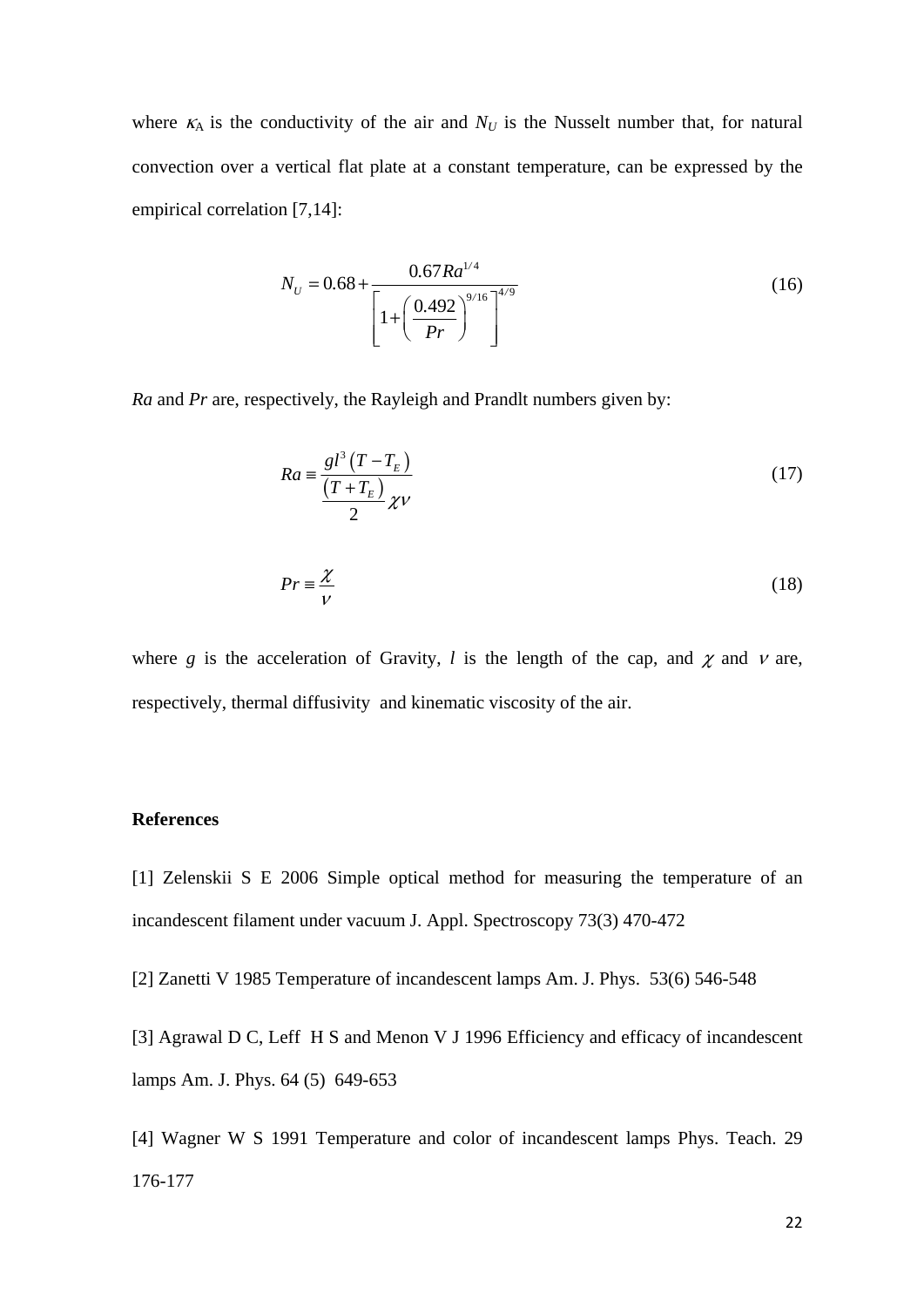where $\kappa_A$ is the conductivity of the air and $N_U$ is the Nusselt number that, for natural convection over a vertical flat plate at a constant temperature, can be expressed by the empirical correlation [7,14]:

$$N_U = 0.68 + \frac{0.67 Ra^{1/4}}{\left[1 + \left(\frac{0.492}{Pr}\right)^{9/16}\right]^{4/9}} \tag{16}$$

*Ra* and *Pr* are, respectively, the Rayleigh and Prandlt numbers given by:

$$Ra \equiv \frac{g l^3 \left(T - T_E\right)}{\frac{\left(T + T_E\right)}{2} \chi \nu} \tag{17}$$

$$Pr \equiv \frac{\chi}{\nu} \tag{18}$$

where $g$ is the acceleration of Gravity, $l$ is the length of the cap, and $\chi$ and $\nu$ are, respectively, thermal diffusivity and kinematic viscosity of the air.

**References**

[1] Zelenskii S E 2006 Simple optical method for measuring the temperature of an incandescent filament under vacuum J. Appl. Spectroscopy 73(3) 470-472

[2] Zanetti V 1985 Temperature of incandescent lamps Am. J. Phys. 53(6) 546-548

[3] Agrawal D C, Leff H S and Menon V J 1996 Efficiency and efficacy of incandescent lamps Am. J. Phys. 64 (5) 649-653

[4] Wagner W S 1991 Temperature and color of incandescent lamps Phys. Teach. 29 176-177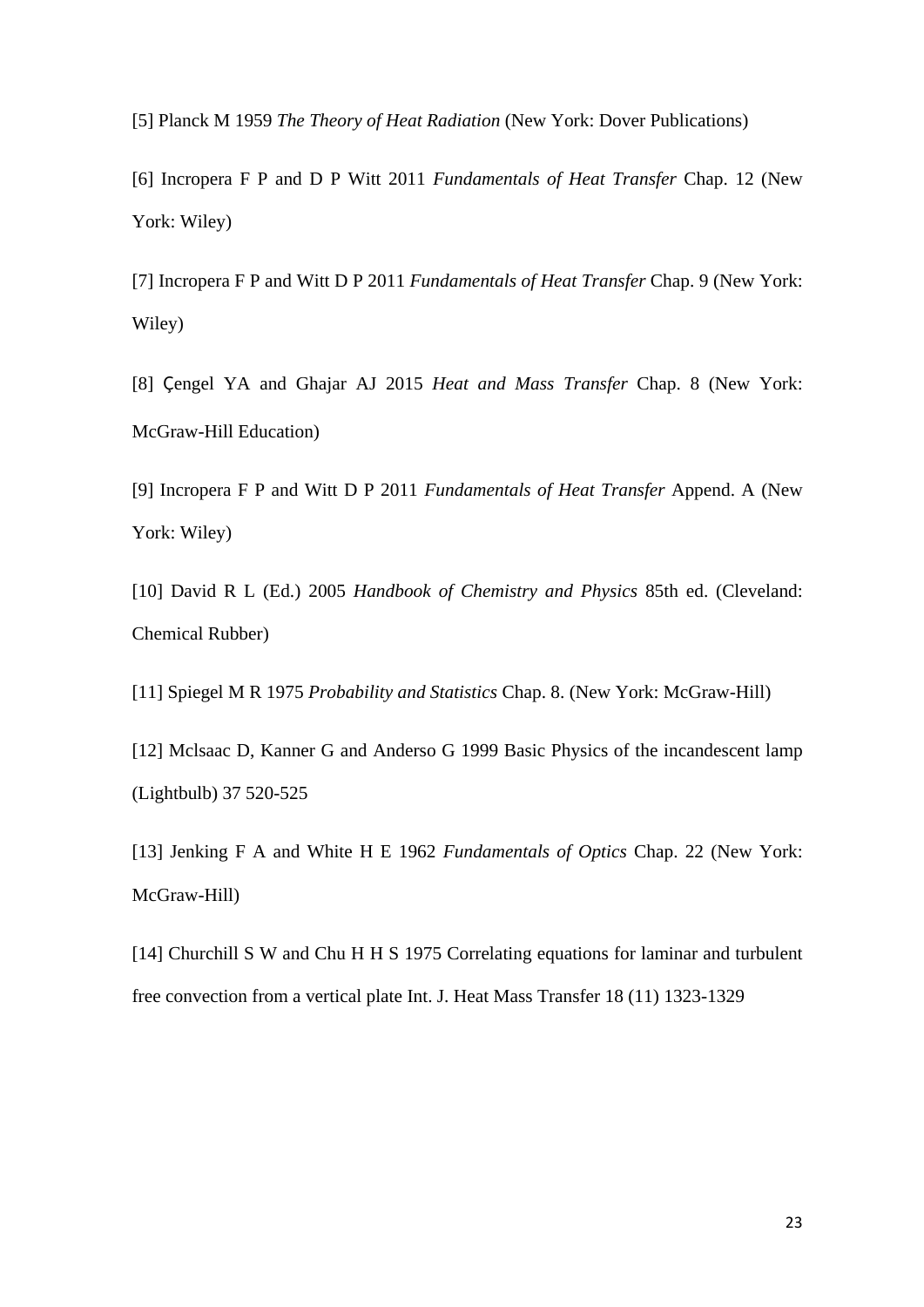[5] Planck M 1959 *The Theory of Heat Radiation* (New York: Dover Publications)

[6] Incropera F P and D P Witt 2011 *Fundamentals of Heat Transfer* Chap. 12 (New York: Wiley)

[7] Incropera F P and Witt D P 2011 *Fundamentals of Heat Transfer* Chap. 9 (New York: Wiley)

[8] Çengel YA and Ghajar AJ 2015 *Heat and Mass Transfer* Chap. 8 (New York: McGraw-Hill Education)

[9] Incropera F P and Witt D P 2011 *Fundamentals of Heat Transfer* Append. A (New York: Wiley)

[10] David R L (Ed.) 2005 *Handbook of Chemistry and Physics* 85th ed. (Cleveland: Chemical Rubber)

[11] Spiegel M R 1975 *Probability and Statistics* Chap. 8. (New York: McGraw-Hill)

[12] Mclsaac D, Kanner G and Anderso G 1999 Basic Physics of the incandescent lamp (Lightbulb) 37 520-525

[13] Jenking F A and White H E 1962 *Fundamentals of Optics* Chap. 22 (New York: McGraw-Hill)

[14] Churchill S W and Chu H H S 1975 Correlating equations for laminar and turbulent free convection from a vertical plate Int. J. Heat Mass Transfer 18 (11) 1323-1329